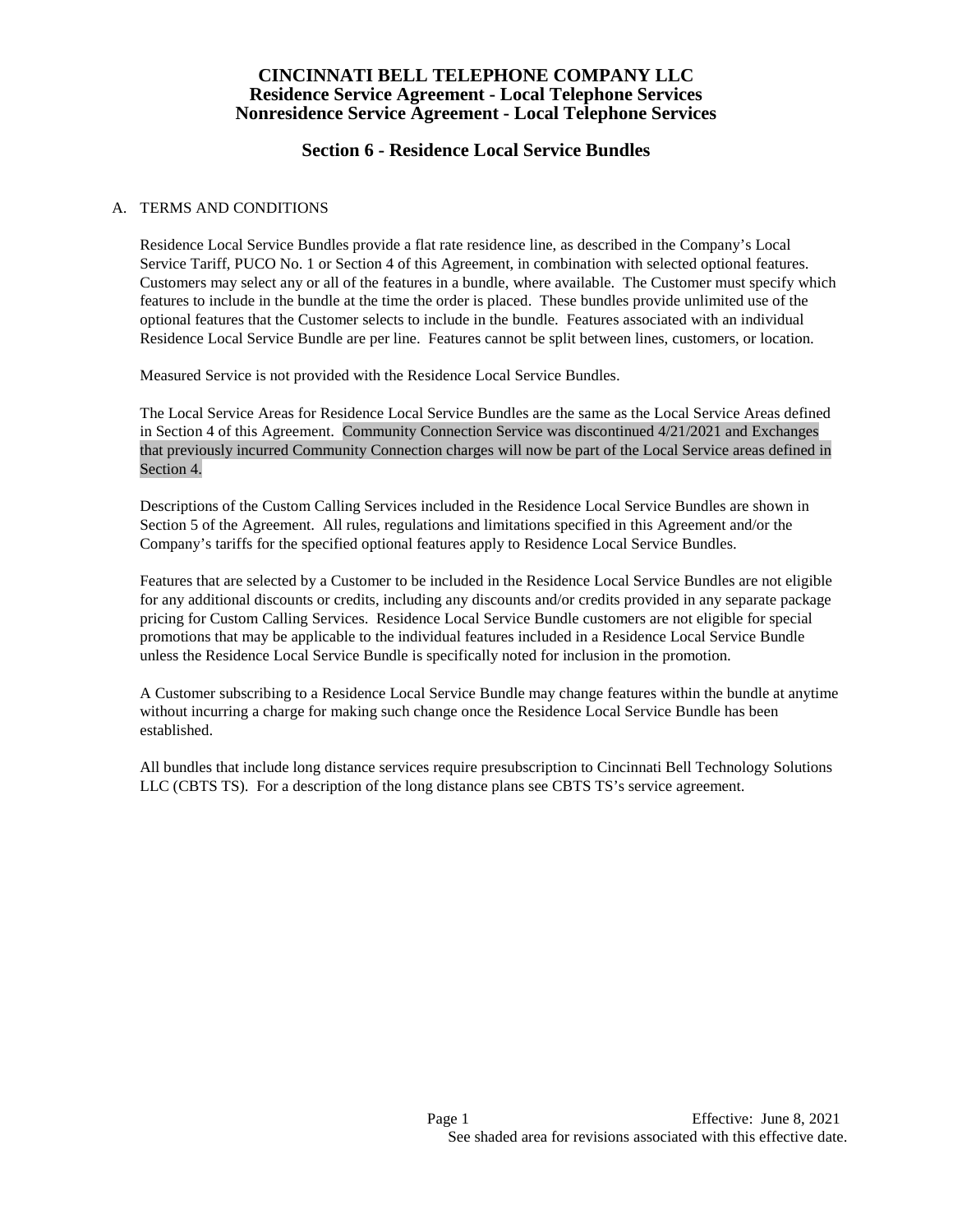# CINCINNATI BELL TELEPHONE COMPANY LLC
## Residence Service Agreement - Local Telephone Services
## Nonresidence Service Agreement - Local Telephone Services

## Section 6 - Residence Local Service Bundles

A. TERMS AND CONDITIONS

Residence Local Service Bundles provide a flat rate residence line, as described in the Company's Local Service Tariff, PUCO No. 1 or Section 4 of this Agreement, in combination with selected optional features. Customers may select any or all of the features in a bundle, where available. The Customer must specify which features to include in the bundle at the time the order is placed. These bundles provide unlimited use of the optional features that the Customer selects to include in the bundle. Features associated with an individual Residence Local Service Bundle are per line. Features cannot be split between lines, customers, or location.

Measured Service is not provided with the Residence Local Service Bundles.

The Local Service Areas for Residence Local Service Bundles are the same as the Local Service Areas defined in Section 4 of this Agreement. Community Connection Service was discontinued 4/21/2021 and Exchanges that previously incurred Community Connection charges will now be part of the Local Service areas defined in Section 4.

Descriptions of the Custom Calling Services included in the Residence Local Service Bundles are shown in Section 5 of the Agreement. All rules, regulations and limitations specified in this Agreement and/or the Company's tariffs for the specified optional features apply to Residence Local Service Bundles.

Features that are selected by a Customer to be included in the Residence Local Service Bundles are not eligible for any additional discounts or credits, including any discounts and/or credits provided in any separate package pricing for Custom Calling Services. Residence Local Service Bundle customers are not eligible for special promotions that may be applicable to the individual features included in a Residence Local Service Bundle unless the Residence Local Service Bundle is specifically noted for inclusion in the promotion.

A Customer subscribing to a Residence Local Service Bundle may change features within the bundle at anytime without incurring a charge for making such change once the Residence Local Service Bundle has been established.

All bundles that include long distance services require presubscription to Cincinnati Bell Technology Solutions LLC (CBTS TS). For a description of the long distance plans see CBTS TS's service agreement.

Effective: June 8, 2021
See shaded area for revisions associated with this effective date.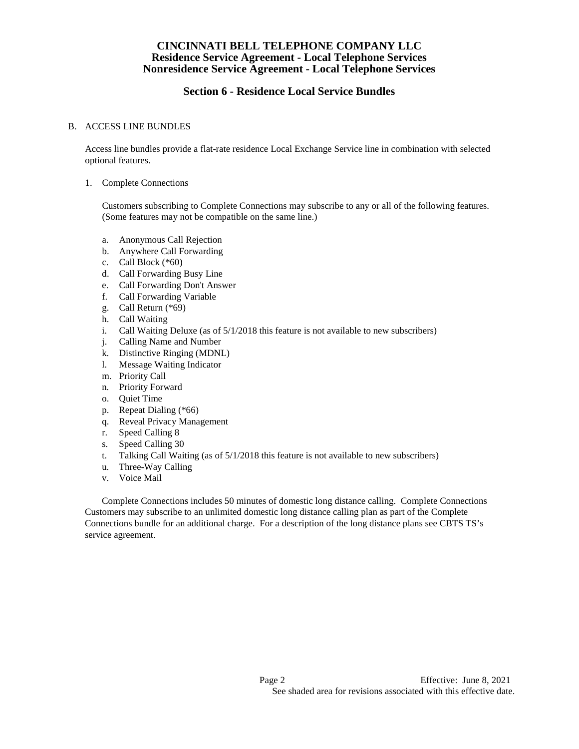# CINCINNATI BELL TELEPHONE COMPANY LLC
## Residence Service Agreement - Local Telephone Services
## Nonresidence Service Agreement - Local Telephone Services

## Section 6 - Residence Local Service Bundles

B. ACCESS LINE BUNDLES

Access line bundles provide a flat-rate residence Local Exchange Service line in combination with selected optional features.

1. Complete Connections

   Customers subscribing to Complete Connections may subscribe to any or all of the following features. (Some features may not be compatible on the same line.)

   a. Anonymous Call Rejection
   b. Anywhere Call Forwarding
   c. Call Block (*60)
   d. Call Forwarding Busy Line
   e. Call Forwarding Don't Answer
   f. Call Forwarding Variable
   g. Call Return (*69)
   h. Call Waiting
   i. Call Waiting Deluxe (as of 5/1/2018 this feature is not available to new subscribers)
   j. Calling Name and Number
   k. Distinctive Ringing (MDNL)
   l. Message Waiting Indicator
   m. Priority Call
   n. Priority Forward
   o. Quiet Time
   p. Repeat Dialing (*66)
   q. Reveal Privacy Management
   r. Speed Calling 8
   s. Speed Calling 30
   t. Talking Call Waiting (as of 5/1/2018 this feature is not available to new subscribers)
   u. Three-Way Calling
   v. Voice Mail

   Complete Connections includes 50 minutes of domestic long distance calling. Complete Connections Customers may subscribe to an unlimited domestic long distance calling plan as part of the Complete Connections bundle for an additional charge. For a description of the long distance plans see CBTS TS's service agreement.

Effective: June 8, 2021
See shaded area for revisions associated with this effective date.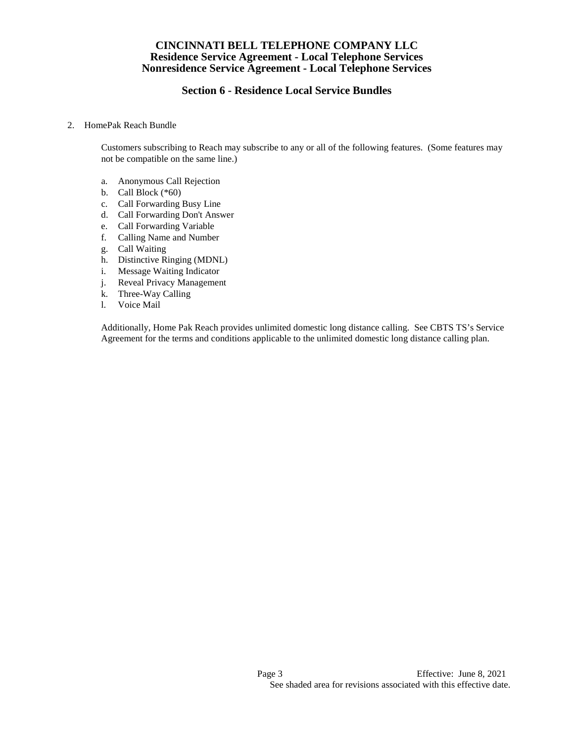# CINCINNATI BELL TELEPHONE COMPANY LLC
## Residence Service Agreement - Local Telephone Services
## Nonresidence Service Agreement - Local Telephone Services

## Section 6 - Residence Local Service Bundles

2. HomePak Reach Bundle

   Customers subscribing to Reach may subscribe to any or all of the following features. (Some features may not be compatible on the same line.)

   a. Anonymous Call Rejection
   b. Call Block (*60)
   c. Call Forwarding Busy Line
   d. Call Forwarding Don't Answer
   e. Call Forwarding Variable
   f. Calling Name and Number
   g. Call Waiting
   h. Distinctive Ringing (MDNL)
   i. Message Waiting Indicator
   j. Reveal Privacy Management
   k. Three-Way Calling
   l. Voice Mail

   Additionally, Home Pak Reach provides unlimited domestic long distance calling. See CBTS TS's Service Agreement for the terms and conditions applicable to the unlimited domestic long distance calling plan.

Effective: June 8, 2021

See shaded area for revisions associated with this effective date.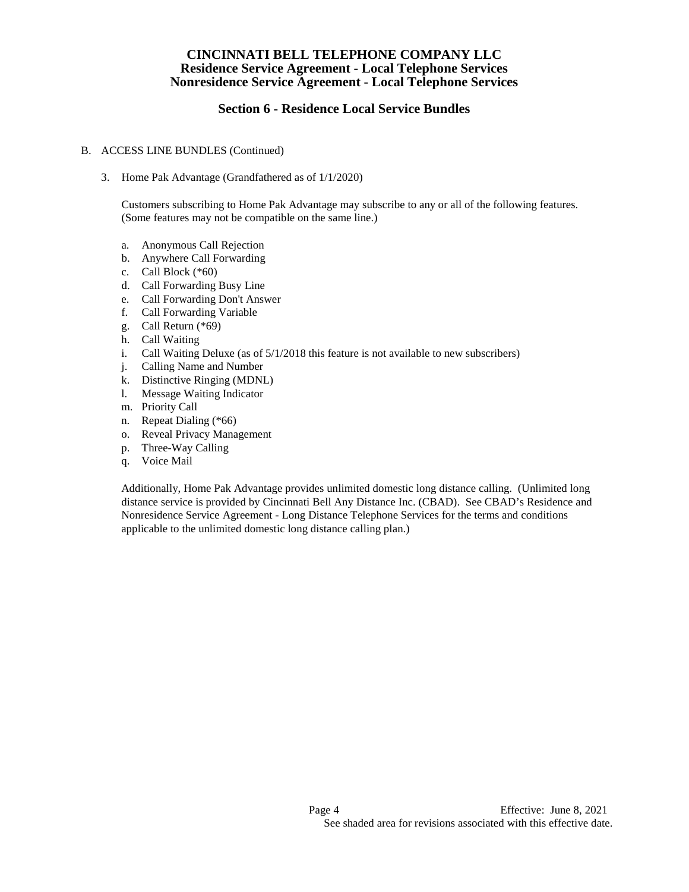# CINCINNATI BELL TELEPHONE COMPANY LLC
## Residence Service Agreement - Local Telephone Services
## Nonresidence Service Agreement - Local Telephone Services

## Section 6 - Residence Local Service Bundles

B. ACCESS LINE BUNDLES (Continued)

3. Home Pak Advantage (Grandfathered as of 1/1/2020)

   Customers subscribing to Home Pak Advantage may subscribe to any or all of the following features. (Some features may not be compatible on the same line.)

   a. Anonymous Call Rejection
   b. Anywhere Call Forwarding
   c. Call Block (*60)
   d. Call Forwarding Busy Line
   e. Call Forwarding Don't Answer
   f. Call Forwarding Variable
   g. Call Return (*69)
   h. Call Waiting
   i. Call Waiting Deluxe (as of 5/1/2018 this feature is not available to new subscribers)
   j. Calling Name and Number
   k. Distinctive Ringing (MDNL)
   l. Message Waiting Indicator
   m. Priority Call
   n. Repeat Dialing (*66)
   o. Reveal Privacy Management
   p. Three-Way Calling
   q. Voice Mail

   Additionally, Home Pak Advantage provides unlimited domestic long distance calling. (Unlimited long distance service is provided by Cincinnati Bell Any Distance Inc. (CBAD). See CBAD's Residence and Nonresidence Service Agreement - Long Distance Telephone Services for the terms and conditions applicable to the unlimited domestic long distance calling plan.)

Effective: June 8, 2021

See shaded area for revisions associated with this effective date.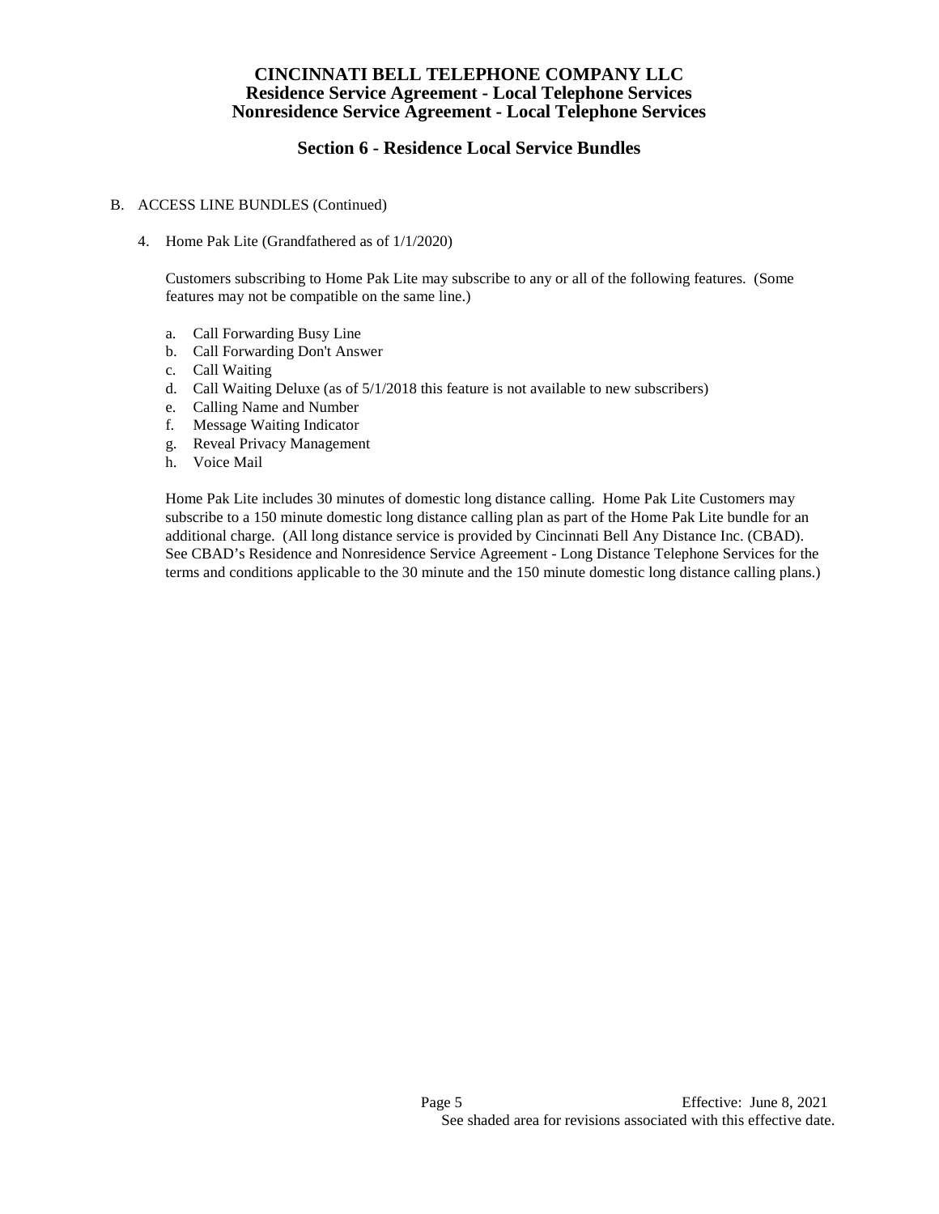B. ACCESS LINE BUNDLES (Continued)

4. Home Pak Lite (Grandfathered as of 1/1/2020)

   Customers subscribing to Home Pak Lite may subscribe to any or all of the following features. (Some features may not be compatible on the same line.)

   a. Call Forwarding Busy Line
   b. Call Forwarding Don't Answer
   c. Call Waiting
   d. Call Waiting Deluxe (as of 5/1/2018 this feature is not available to new subscribers)
   e. Calling Name and Number
   f. Message Waiting Indicator
   g. Reveal Privacy Management
   h. Voice Mail

   Home Pak Lite includes 30 minutes of domestic long distance calling. Home Pak Lite Customers may subscribe to a 150 minute domestic long distance calling plan as part of the Home Pak Lite bundle for an additional charge. (All long distance service is provided by Cincinnati Bell Any Distance Inc. (CBAD). See CBAD's Residence and Nonresidence Service Agreement - Long Distance Telephone Services for the terms and conditions applicable to the 30 minute and the 150 minute domestic long distance calling plans.)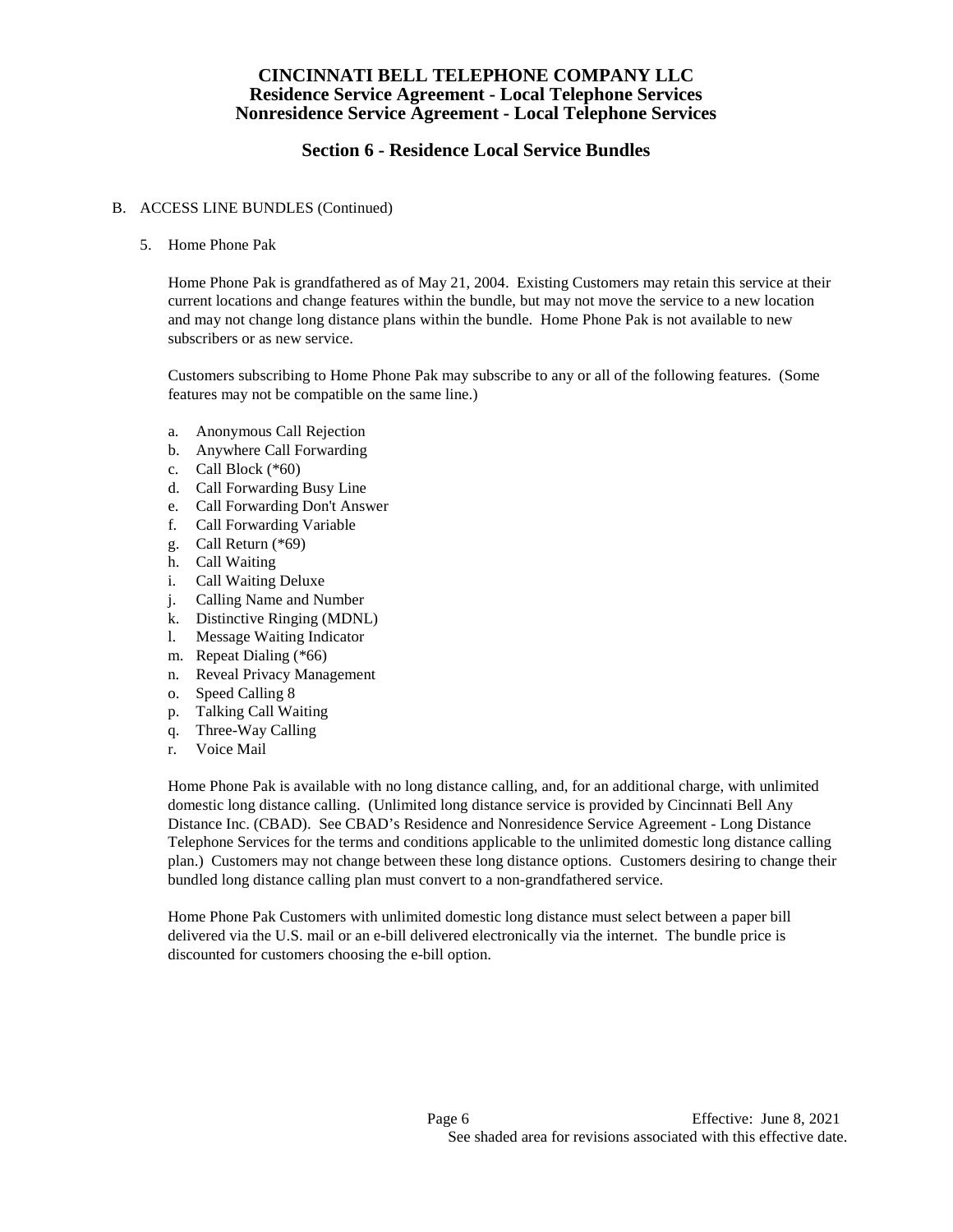# CINCINNATI BELL TELEPHONE COMPANY LLC
## Residence Service Agreement - Local Telephone Services
## Nonresidence Service Agreement - Local Telephone Services

## Section 6 - Residence Local Service Bundles

B. ACCESS LINE BUNDLES (Continued)

5. Home Phone Pak

   Home Phone Pak is grandfathered as of May 21, 2004. Existing Customers may retain this service at their current locations and change features within the bundle, but may not move the service to a new location and may not change long distance plans within the bundle. Home Phone Pak is not available to new subscribers or as new service.

   Customers subscribing to Home Phone Pak may subscribe to any or all of the following features. (Some features may not be compatible on the same line.)

   a. Anonymous Call Rejection
   b. Anywhere Call Forwarding
   c. Call Block (*60)
   d. Call Forwarding Busy Line
   e. Call Forwarding Don't Answer
   f. Call Forwarding Variable
   g. Call Return (*69)
   h. Call Waiting
   i. Call Waiting Deluxe
   j. Calling Name and Number
   k. Distinctive Ringing (MDNL)
   l. Message Waiting Indicator
   m. Repeat Dialing (*66)
   n. Reveal Privacy Management
   o. Speed Calling 8
   p. Talking Call Waiting
   q. Three-Way Calling
   r. Voice Mail

   Home Phone Pak is available with no long distance calling, and, for an additional charge, with unlimited domestic long distance calling. (Unlimited long distance service is provided by Cincinnati Bell Any Distance Inc. (CBAD). See CBAD's Residence and Nonresidence Service Agreement - Long Distance Telephone Services for the terms and conditions applicable to the unlimited domestic long distance calling plan.) Customers may not change between these long distance options. Customers desiring to change their bundled long distance calling plan must convert to a non-grandfathered service.

   Home Phone Pak Customers with unlimited domestic long distance must select between a paper bill delivered via the U.S. mail or an e-bill delivered electronically via the internet. The bundle price is discounted for customers choosing the e-bill option.

Effective: June 8, 2021

See shaded area for revisions associated with this effective date.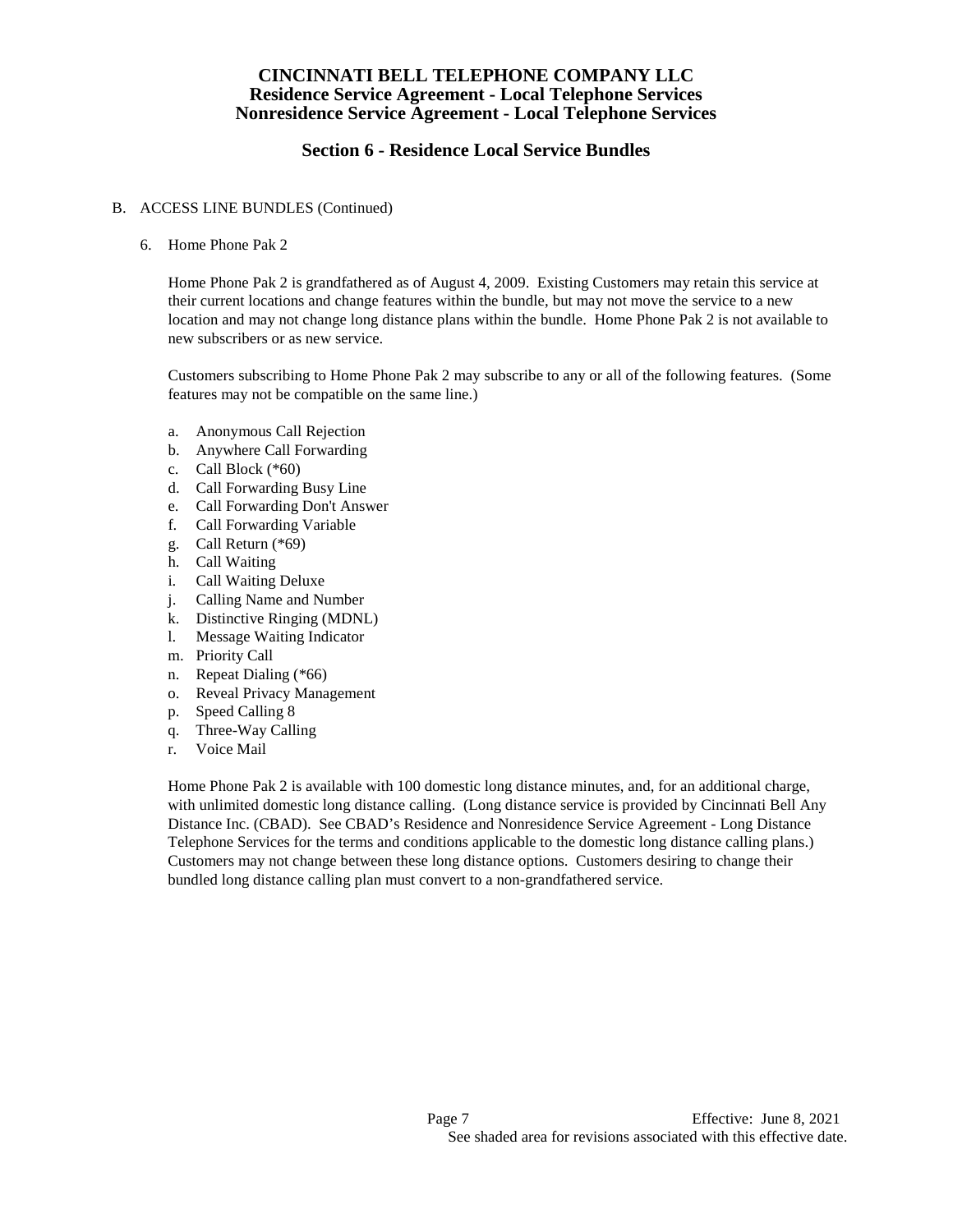# CINCINNATI BELL TELEPHONE COMPANY LLC
## Residence Service Agreement - Local Telephone Services
## Nonresidence Service Agreement - Local Telephone Services

## Section 6 - Residence Local Service Bundles

B. ACCESS LINE BUNDLES (Continued)

6. Home Phone Pak 2

Home Phone Pak 2 is grandfathered as of August 4, 2009. Existing Customers may retain this service at their current locations and change features within the bundle, but may not move the service to a new location and may not change long distance plans within the bundle. Home Phone Pak 2 is not available to new subscribers or as new service.

Customers subscribing to Home Phone Pak 2 may subscribe to any or all of the following features. (Some features may not be compatible on the same line.)

a. Anonymous Call Rejection
b. Anywhere Call Forwarding
c. Call Block (*60)
d. Call Forwarding Busy Line
e. Call Forwarding Don't Answer
f. Call Forwarding Variable
g. Call Return (*69)
h. Call Waiting
i. Call Waiting Deluxe
j. Calling Name and Number
k. Distinctive Ringing (MDNL)
l. Message Waiting Indicator
m. Priority Call
n. Repeat Dialing (*66)
o. Reveal Privacy Management
p. Speed Calling 8
q. Three-Way Calling
r. Voice Mail

Home Phone Pak 2 is available with 100 domestic long distance minutes, and, for an additional charge, with unlimited domestic long distance calling. (Long distance service is provided by Cincinnati Bell Any Distance Inc. (CBAD). See CBAD's Residence and Nonresidence Service Agreement - Long Distance Telephone Services for the terms and conditions applicable to the domestic long distance calling plans.) Customers may not change between these long distance options. Customers desiring to change their bundled long distance calling plan must convert to a non-grandfathered service.

Effective: June 8, 2021
See shaded area for revisions associated with this effective date.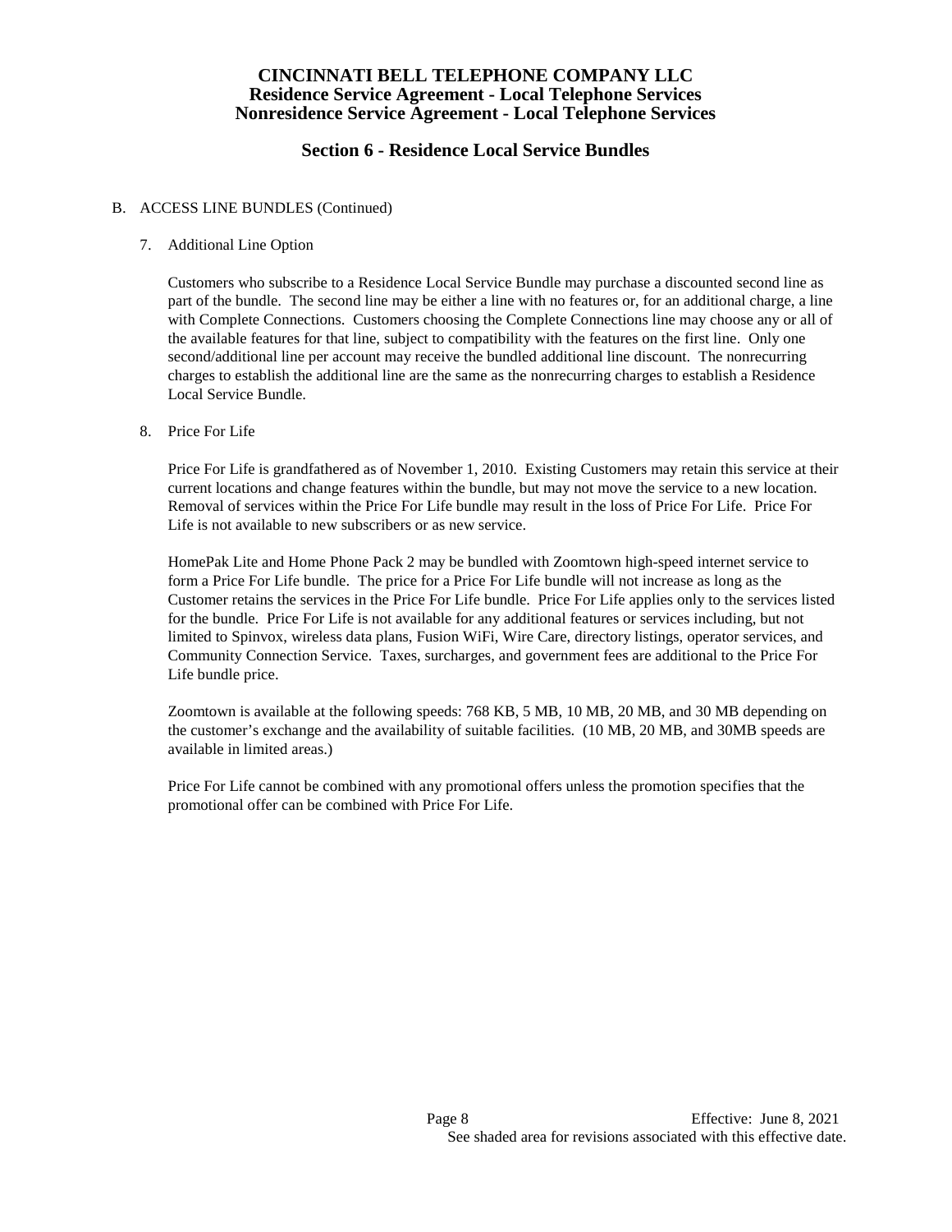# CINCINNATI BELL TELEPHONE COMPANY LLC
## Residence Service Agreement - Local Telephone Services
## Nonresidence Service Agreement - Local Telephone Services

## Section 6 - Residence Local Service Bundles

B. ACCESS LINE BUNDLES (Continued)

7. Additional Line Option

   Customers who subscribe to a Residence Local Service Bundle may purchase a discounted second line as part of the bundle. The second line may be either a line with no features or, for an additional charge, a line with Complete Connections. Customers choosing the Complete Connections line may choose any or all of the available features for that line, subject to compatibility with the features on the first line. Only one second/additional line per account may receive the bundled additional line discount. The nonrecurring charges to establish the additional line are the same as the nonrecurring charges to establish a Residence Local Service Bundle.

8. Price For Life

   Price For Life is grandfathered as of November 1, 2010. Existing Customers may retain this service at their current locations and change features within the bundle, but may not move the service to a new location. Removal of services within the Price For Life bundle may result in the loss of Price For Life. Price For Life is not available to new subscribers or as new service.

   HomePak Lite and Home Phone Pack 2 may be bundled with Zoomtown high-speed internet service to form a Price For Life bundle. The price for a Price For Life bundle will not increase as long as the Customer retains the services in the Price For Life bundle. Price For Life applies only to the services listed for the bundle. Price For Life is not available for any additional features or services including, but not limited to Spinvox, wireless data plans, Fusion WiFi, Wire Care, directory listings, operator services, and Community Connection Service. Taxes, surcharges, and government fees are additional to the Price For Life bundle price.

   Zoomtown is available at the following speeds: 768 KB, 5 MB, 10 MB, 20 MB, and 30 MB depending on the customer's exchange and the availability of suitable facilities. (10 MB, 20 MB, and 30MB speeds are available in limited areas.)

   Price For Life cannot be combined with any promotional offers unless the promotion specifies that the promotional offer can be combined with Price For Life.

Effective: June 8, 2021

See shaded area for revisions associated with this effective date.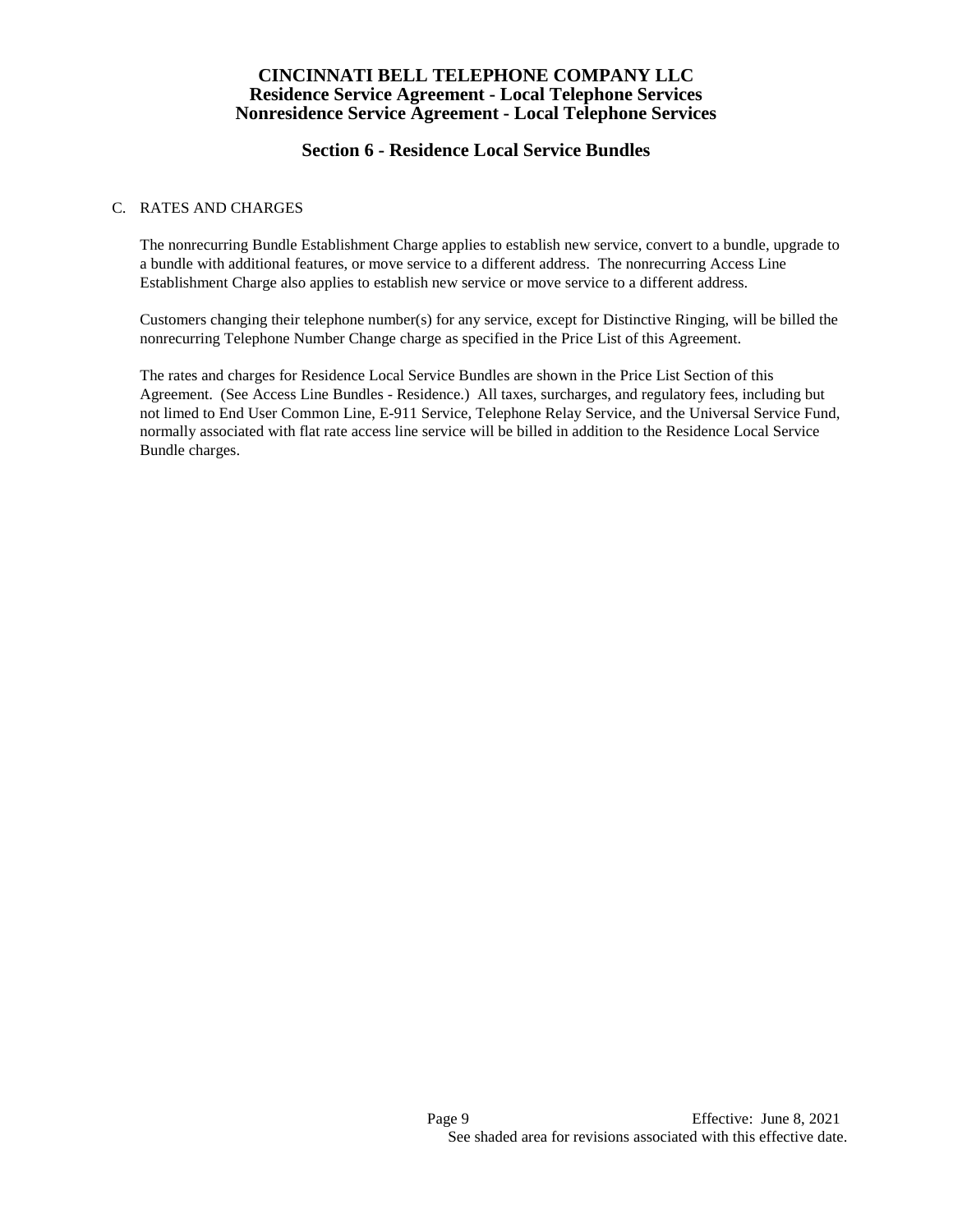# CINCINNATI BELL TELEPHONE COMPANY LLC
## Residence Service Agreement - Local Telephone Services
## Nonresidence Service Agreement - Local Telephone Services

## Section 6 - Residence Local Service Bundles

C. RATES AND CHARGES

The nonrecurring Bundle Establishment Charge applies to establish new service, convert to a bundle, upgrade to a bundle with additional features, or move service to a different address. The nonrecurring Access Line Establishment Charge also applies to establish new service or move service to a different address.

Customers changing their telephone number(s) for any service, except for Distinctive Ringing, will be billed the nonrecurring Telephone Number Change charge as specified in the Price List of this Agreement.

The rates and charges for Residence Local Service Bundles are shown in the Price List Section of this Agreement. (See Access Line Bundles - Residence.) All taxes, surcharges, and regulatory fees, including but not limed to End User Common Line, E-911 Service, Telephone Relay Service, and the Universal Service Fund, normally associated with flat rate access line service will be billed in addition to the Residence Local Service Bundle charges.

Effective: June 8, 2021
See shaded area for revisions associated with this effective date.